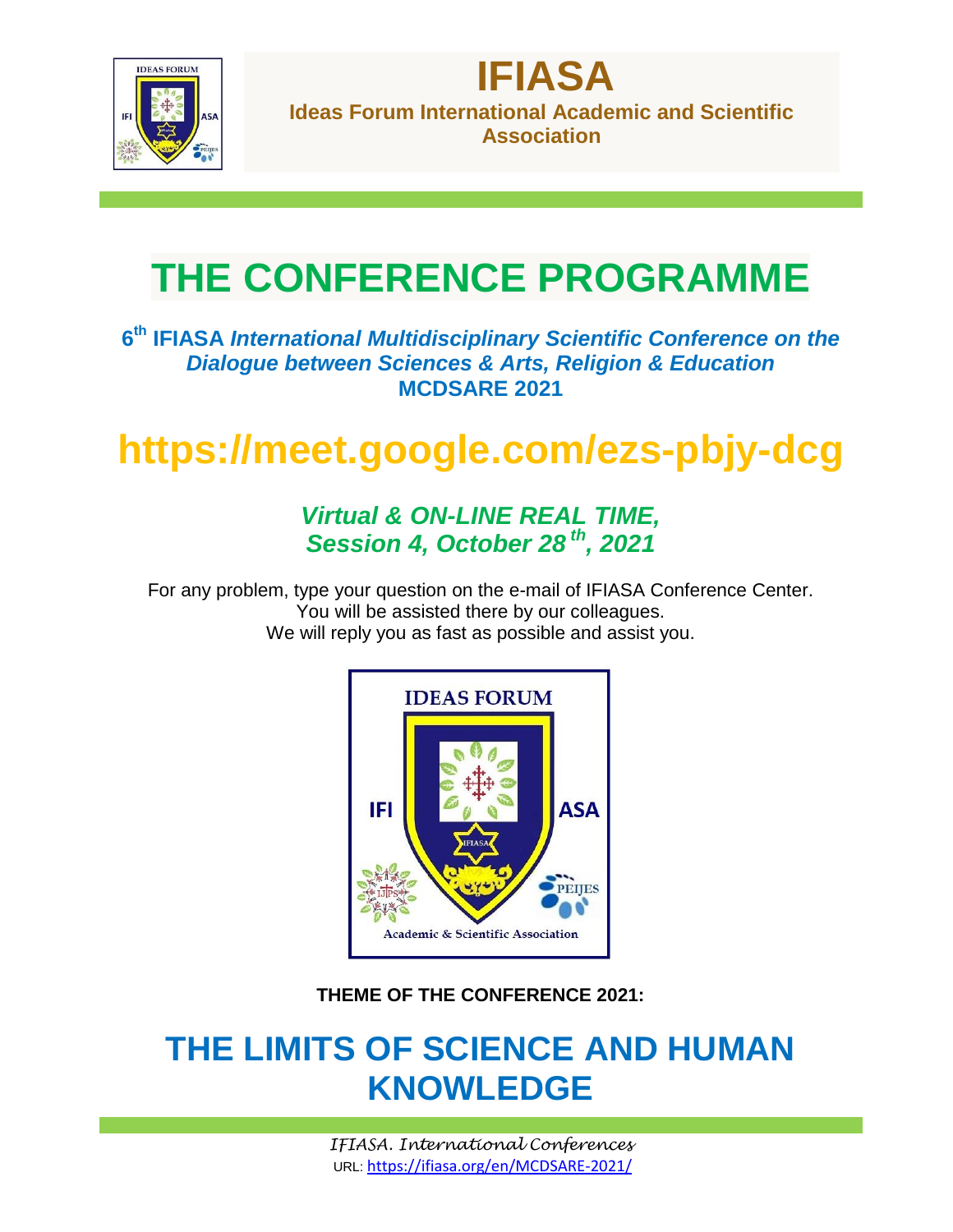# IFIASA

**Ideas Forum International Academic and Scientific Association**

# THE CONFERENCE PROGRAMME

**6th IFIASA *International Multidisciplinary Scientific Conference on the Dialogue between Sciences & Arts, Religion & Education* MCDSARE 2021**

## https://meet.google.com/ezs-pbjy-dcg

***Virtual & ON-LINE REAL TIME, Session 4, October 28th, 2021***

For any problem, type your question on the e-mail of IFIASA Conference Center.
You will be assisted there by our colleagues.
We will reply you as fast as possible and assist you.

**THEME OF THE CONFERENCE 2021:**

# THE LIMITS OF SCIENCE AND HUMAN KNOWLEDGE

*IFIASA. International Conferences*
URL: https://ifiasa.org/en/MCDSARE-2021/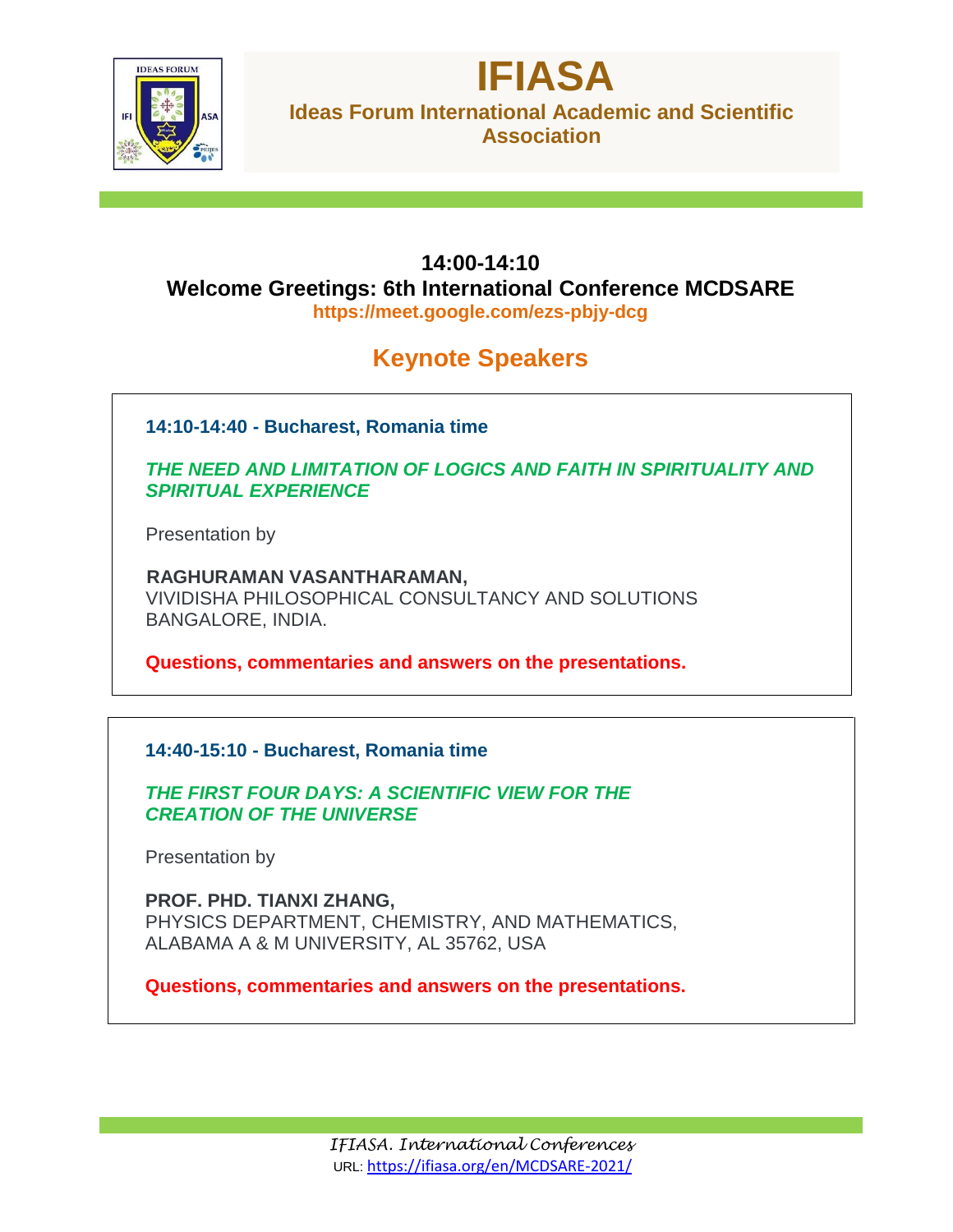**14:00-14:10**

**Welcome Greetings: 6th International Conference MCDSARE**

**https://meet.google.com/ezs-pbjy-dcg**

## Keynote Speakers

**14:10-14:40 - Bucharest, Romania time**

***THE NEED AND LIMITATION OF LOGICS AND FAITH IN SPIRITUALITY AND SPIRITUAL EXPERIENCE***

Presentation by

**RAGHURAMAN VASANTHARAMAN,**
VIVIDISHA PHILOSOPHICAL CONSULTANCY AND SOLUTIONS
BANGALORE, INDIA.

**Questions, commentaries and answers on the presentations.**

**14:40-15:10 - Bucharest, Romania time**

***THE FIRST FOUR DAYS: A SCIENTIFIC VIEW FOR THE CREATION OF THE UNIVERSE***

Presentation by

**PROF. PHD. TIANXI ZHANG,**
PHYSICS DEPARTMENT, CHEMISTRY, AND MATHEMATICS,
ALABAMA A & M UNIVERSITY, AL 35762, USA

**Questions, commentaries and answers on the presentations.**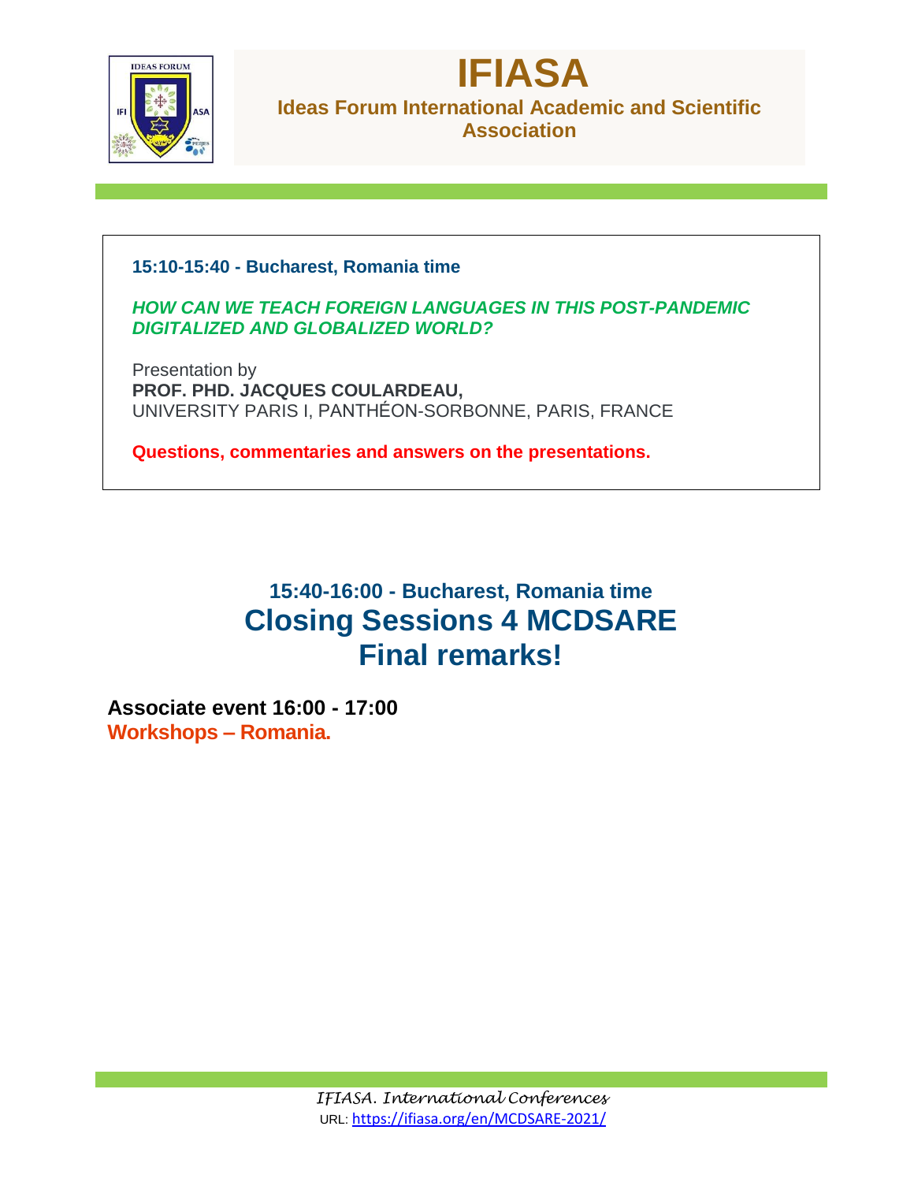**15:10-15:40 - Bucharest, Romania time**

***HOW CAN WE TEACH FOREIGN LANGUAGES IN THIS POST-PANDEMIC DIGITALIZED AND GLOBALIZED WORLD?***

Presentation by
**PROF. PHD. JACQUES COULARDEAU,**
UNIVERSITY PARIS I, PANTHÉON-SORBONNE, PARIS, FRANCE

**Questions, commentaries and answers on the presentations.**

**15:40-16:00 - Bucharest, Romania time**

## Closing Sessions 4 MCDSARE
## Final remarks!

**Associate event 16:00 - 17:00**
**Workshops – Romania.**